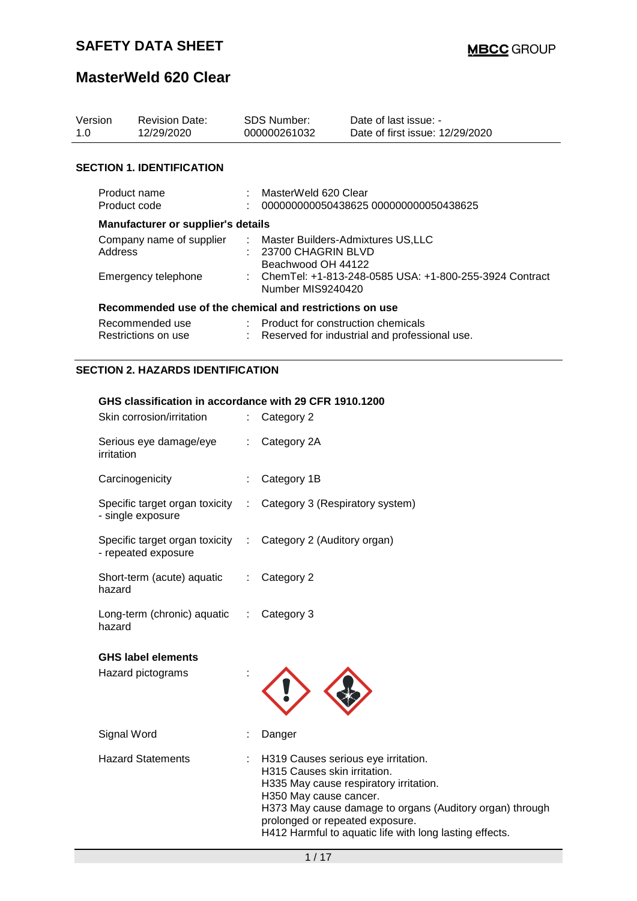# SAFETY DATA SHEET

**MBCC GROUP**

# MasterWeld 620 Clear

| Version | Revision Date: | SDS Number: | Date of last issue: - |
|---|---|---|---|
| 1.0 | 12/29/2020 | 000000261032 | Date of first issue: 12/29/2020 |

## SECTION 1. IDENTIFICATION

| | | |
|---|---|---|
| Product name | : | MasterWeld 620 Clear |
| Product code | : | 000000000050438625 000000000050438625 |

**Manufacturer or supplier's details**

| | | |
|---|---|---|
| Company name of supplier | : | Master Builders-Admixtures US,LLC |
| Address | : | 23700 CHAGRIN BLVD<br>Beachwood OH 44122 |
| Emergency telephone | : | ChemTel: +1-813-248-0585 USA: +1-800-255-3924 Contract Number MIS9240420 |

**Recommended use of the chemical and restrictions on use**

| | | |
|---|---|---|
| Recommended use | : | Product for construction chemicals |
| Restrictions on use | : | Reserved for industrial and professional use. |

## SECTION 2. HAZARDS IDENTIFICATION

**GHS classification in accordance with 29 CFR 1910.1200**

| | | |
|---|---|---|
| Skin corrosion/irritation | : | Category 2 |
| Serious eye damage/eye irritation | : | Category 2A |
| Carcinogenicity | : | Category 1B |
| Specific target organ toxicity - single exposure | : | Category 3 (Respiratory system) |
| Specific target organ toxicity - repeated exposure | : | Category 2 (Auditory organ) |
| Short-term (acute) aquatic hazard | : | Category 2 |
| Long-term (chronic) aquatic hazard | : | Category 3 |

**GHS label elements**

Hazard pictograms :

Signal Word : Danger

Hazard Statements :
H319 Causes serious eye irritation.
H315 Causes skin irritation.
H335 May cause respiratory irritation.
H350 May cause cancer.
H373 May cause damage to organs (Auditory organ) through prolonged or repeated exposure.
H412 Harmful to aquatic life with long lasting effects.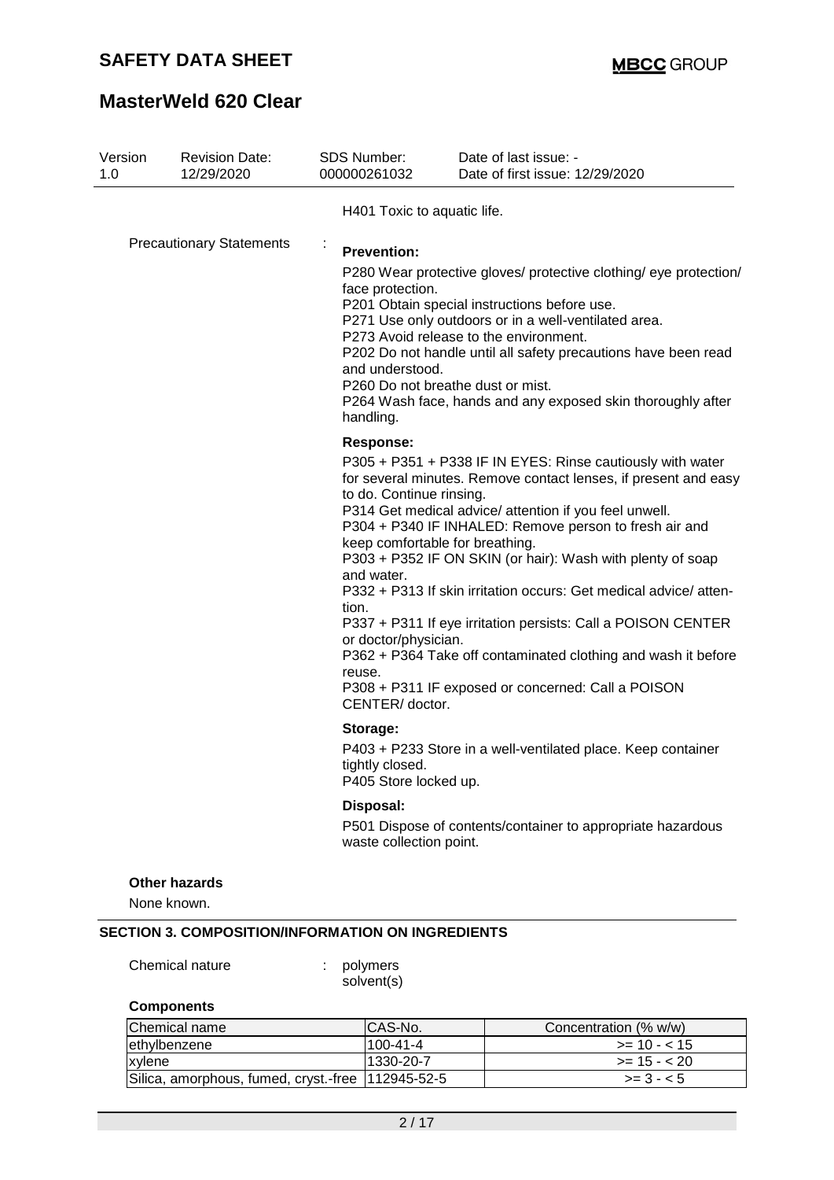H401 Toxic to aquatic life.

Precautionary Statements :

**Prevention:**

P280 Wear protective gloves/ protective clothing/ eye protection/ face protection.
P201 Obtain special instructions before use.
P271 Use only outdoors or in a well-ventilated area.
P273 Avoid release to the environment.
P202 Do not handle until all safety precautions have been read and understood.
P260 Do not breathe dust or mist.
P264 Wash face, hands and any exposed skin thoroughly after handling.

**Response:**

P305 + P351 + P338 IF IN EYES: Rinse cautiously with water for several minutes. Remove contact lenses, if present and easy to do. Continue rinsing.
P314 Get medical advice/ attention if you feel unwell.
P304 + P340 IF INHALED: Remove person to fresh air and keep comfortable for breathing.
P303 + P352 IF ON SKIN (or hair): Wash with plenty of soap and water.
P332 + P313 If skin irritation occurs: Get medical advice/ attention.
P337 + P311 If eye irritation persists: Call a POISON CENTER or doctor/physician.
P362 + P364 Take off contaminated clothing and wash it before reuse.
P308 + P311 IF exposed or concerned: Call a POISON CENTER/ doctor.

**Storage:**

P403 + P233 Store in a well-ventilated place. Keep container tightly closed.
P405 Store locked up.

**Disposal:**

P501 Dispose of contents/container to appropriate hazardous waste collection point.

**Other hazards**

None known.

## SECTION 3. COMPOSITION/INFORMATION ON INGREDIENTS

Chemical nature : polymers
solvent(s)

**Components**

| Chemical name | CAS-No. | Concentration (% w/w) |
|---|---|---|
| ethylbenzene | 100-41-4 | >= 10 - < 15 |
| xylene | 1330-20-7 | >= 15 - < 20 |
| Silica, amorphous, fumed, cryst.-free | 112945-52-5 | >= 3 - < 5 |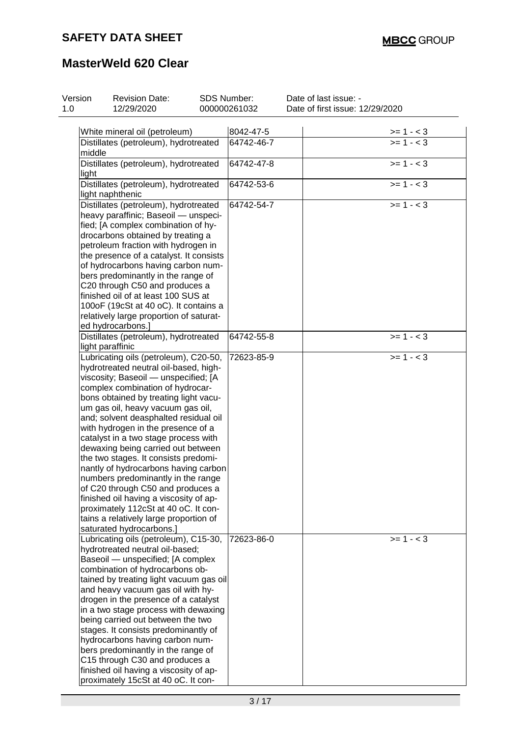| | | |
|---|---|---|
| White mineral oil (petroleum) | 8042-47-5 | >= 1 - < 3 |
| Distillates (petroleum), hydrotreated middle | 64742-46-7 | >= 1 - < 3 |
| Distillates (petroleum), hydrotreated light | 64742-47-8 | >= 1 - < 3 |
| Distillates (petroleum), hydrotreated light naphthenic | 64742-53-6 | >= 1 - < 3 |
| Distillates (petroleum), hydrotreated heavy paraffinic; Baseoil — unspecified; [A complex combination of hydrocarbons obtained by treating a petroleum fraction with hydrogen in the presence of a catalyst. It consists of hydrocarbons having carbon numbers predominantly in the range of C20 through C50 and produces a finished oil of at least 100 SUS at 100oF (19cSt at 40 oC). It contains a relatively large proportion of saturated hydrocarbons.] | 64742-54-7 | >= 1 - < 3 |
| Distillates (petroleum), hydrotreated light paraffinic | 64742-55-8 | >= 1 - < 3 |
| Lubricating oils (petroleum), C20-50, hydrotreated neutral oil-based, high-viscosity; Baseoil — unspecified; [A complex combination of hydrocarbons obtained by treating light vacuum gas oil, heavy vacuum gas oil, and; solvent deasphalted residual oil with hydrogen in the presence of a catalyst in a two stage process with dewaxing being carried out between the two stages. It consists predominantly of hydrocarbons having carbon numbers predominantly in the range of C20 through C50 and produces a finished oil having a viscosity of approximately 112cSt at 40 oC. It contains a relatively large proportion of saturated hydrocarbons.] | 72623-85-9 | >= 1 - < 3 |
| Lubricating oils (petroleum), C15-30, hydrotreated neutral oil-based; Baseoil — unspecified; [A complex combination of hydrocarbons obtained by treating light vacuum gas oil and heavy vacuum gas oil with hydrogen in the presence of a catalyst in a two stage process with dewaxing being carried out between the two stages. It consists predominantly of hydrocarbons having carbon numbers predominantly in the range of C15 through C30 and produces a finished oil having a viscosity of approximately 15cSt at 40 oC. It con- | 72623-86-0 | >= 1 - < 3 |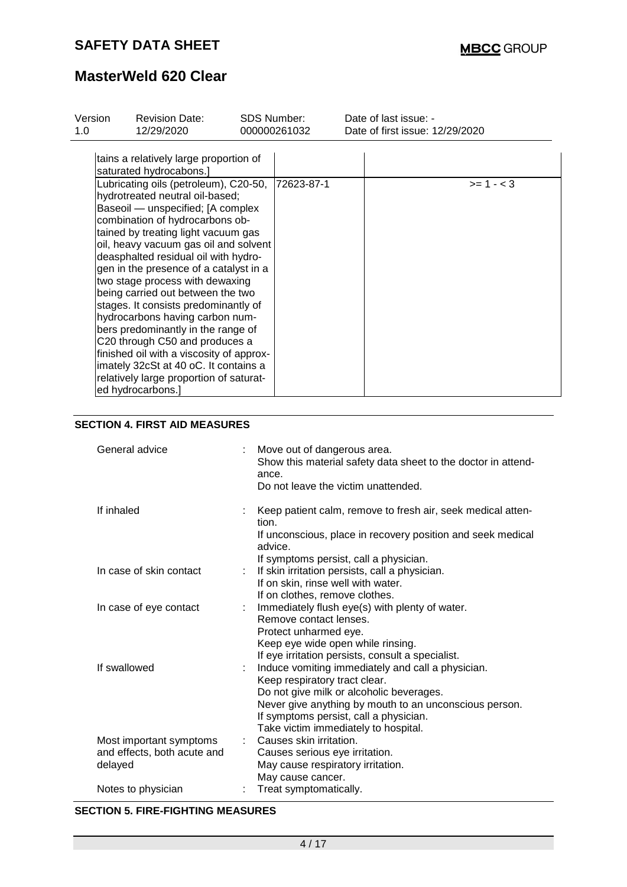| Version 1.0 | Revision Date: 12/29/2020 | SDS Number: 000000261032 | Date of last issue: - Date of first issue: 12/29/2020 |
|---|---|---|---|

| | | |
|---|---|---|
| tains a relatively large proportion of saturated hydrocabons.] | | |
| Lubricating oils (petroleum), C20-50, hydrotreated neutral oil-based; Baseoil — unspecified; [A complex combination of hydrocarbons obtained by treating light vacuum gas oil, heavy vacuum gas oil and solvent deasphalted residual oil with hydrogen in the presence of a catalyst in a two stage process with dewaxing being carried out between the two stages. It consists predominantly of hydrocarbons having carbon numbers predominantly in the range of C20 through C50 and produces a finished oil with a viscosity of approximately 32cSt at 40 oC. It contains a relatively large proportion of saturated hydrocarbons.] | 72623-87-1 | >= 1 - < 3 |

## SECTION 4. FIRST AID MEASURES

| | | |
|---|---|---|
| General advice | : | Move out of dangerous area.<br>Show this material safety data sheet to the doctor in attendance.<br>Do not leave the victim unattended. |
| If inhaled | : | Keep patient calm, remove to fresh air, seek medical attention.<br>If unconscious, place in recovery position and seek medical advice.<br>If symptoms persist, call a physician. |
| In case of skin contact | : | If skin irritation persists, call a physician.<br>If on skin, rinse well with water.<br>If on clothes, remove clothes. |
| In case of eye contact | : | Immediately flush eye(s) with plenty of water.<br>Remove contact lenses.<br>Protect unharmed eye.<br>Keep eye wide open while rinsing.<br>If eye irritation persists, consult a specialist. |
| If swallowed | : | Induce vomiting immediately and call a physician.<br>Keep respiratory tract clear.<br>Do not give milk or alcoholic beverages.<br>Never give anything by mouth to an unconscious person.<br>If symptoms persist, call a physician.<br>Take victim immediately to hospital. |
| Most important symptoms and effects, both acute and delayed | : | Causes skin irritation.<br>Causes serious eye irritation.<br>May cause respiratory irritation.<br>May cause cancer. |
| Notes to physician | : | Treat symptomatically. |

## SECTION 5. FIRE-FIGHTING MEASURES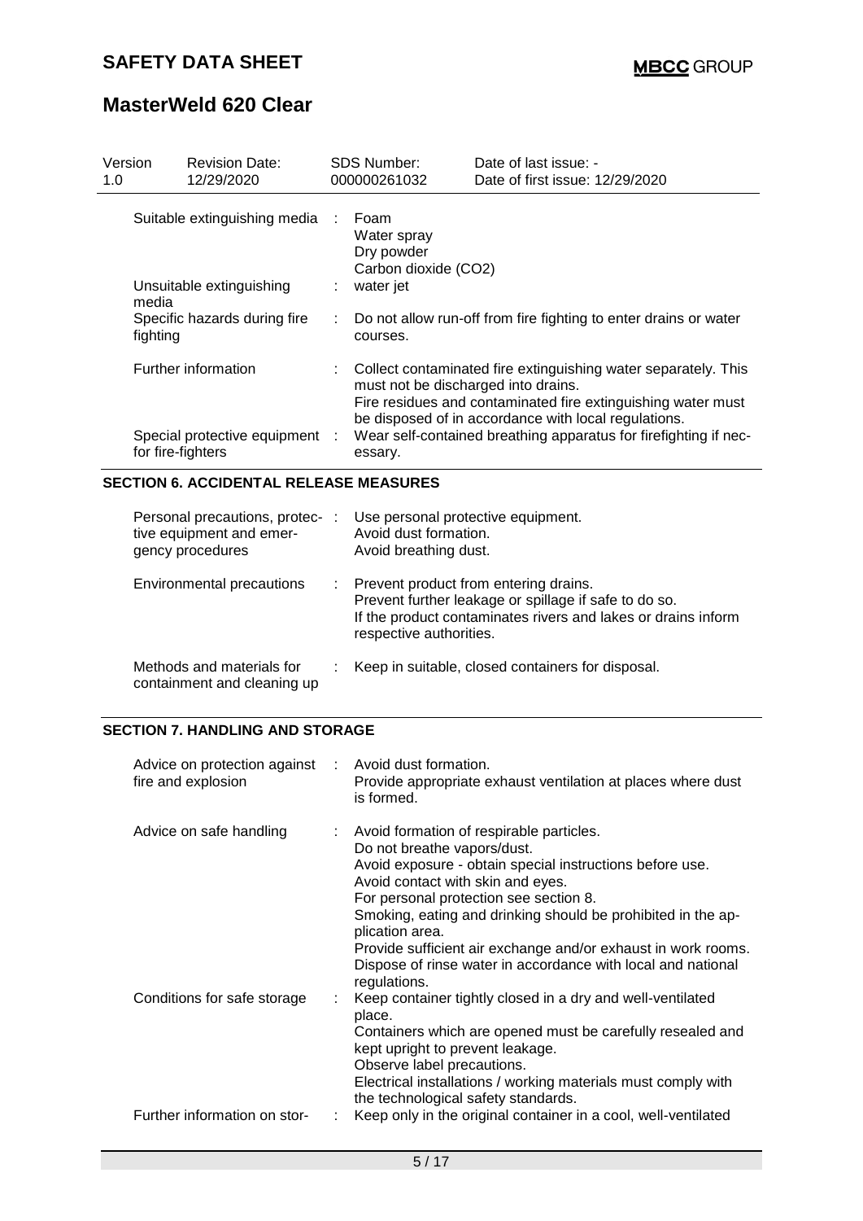| Version 1.0 | Revision Date: 12/29/2020 | SDS Number: 000000261032 | Date of last issue: - Date of first issue: 12/29/2020 |
|---|---|---|---|

| | |
|---|---|
| Suitable extinguishing media | : Foam<br>Water spray<br>Dry powder<br>Carbon dioxide ($CO_2$) |
| Unsuitable extinguishing media | : water jet |
| Specific hazards during fire fighting | : Do not allow run-off from fire fighting to enter drains or water courses. |
| Further information | : Collect contaminated fire extinguishing water separately. This must not be discharged into drains.<br>Fire residues and contaminated fire extinguishing water must be disposed of in accordance with local regulations. |
| Special protective equipment for fire-fighters | : Wear self-contained breathing apparatus for firefighting if necessary. |

## SECTION 6. ACCIDENTAL RELEASE MEASURES

| | |
|---|---|
| Personal precautions, protective equipment and emergency procedures | : Use personal protective equipment.<br>Avoid dust formation.<br>Avoid breathing dust. |
| Environmental precautions | : Prevent product from entering drains.<br>Prevent further leakage or spillage if safe to do so.<br>If the product contaminates rivers and lakes or drains inform respective authorities. |
| Methods and materials for containment and cleaning up | : Keep in suitable, closed containers for disposal. |

## SECTION 7. HANDLING AND STORAGE

| | |
|---|---|
| Advice on protection against fire and explosion | : Avoid dust formation.<br>Provide appropriate exhaust ventilation at places where dust is formed. |
| Advice on safe handling | : Avoid formation of respirable particles.<br>Do not breathe vapors/dust.<br>Avoid exposure - obtain special instructions before use.<br>Avoid contact with skin and eyes.<br>For personal protection see section 8.<br>Smoking, eating and drinking should be prohibited in the application area.<br>Provide sufficient air exchange and/or exhaust in work rooms.<br>Dispose of rinse water in accordance with local and national regulations. |
| Conditions for safe storage | : Keep container tightly closed in a dry and well-ventilated place.<br>Containers which are opened must be carefully resealed and kept upright to prevent leakage.<br>Observe label precautions.<br>Electrical installations / working materials must comply with the technological safety standards. |
| Further information on stor- | : Keep only in the original container in a cool, well-ventilated |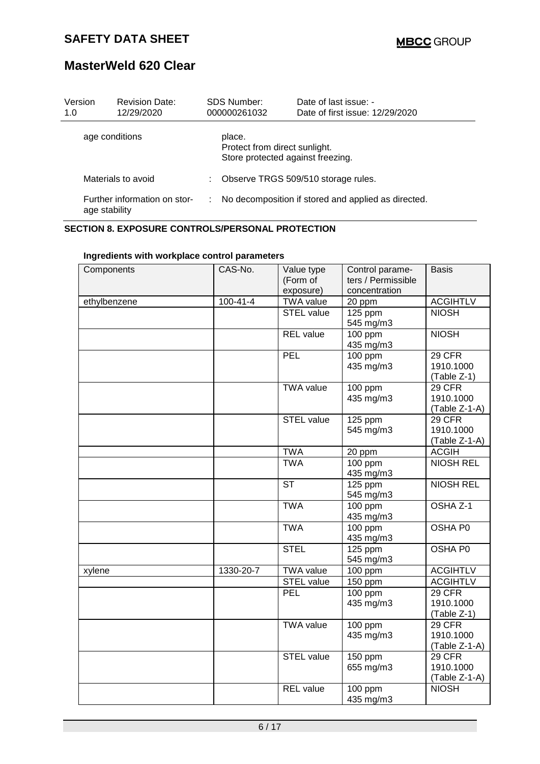| Version 1.0 | Revision Date: 12/29/2020 | SDS Number: 000000261032 | Date of last issue: - Date of first issue: 12/29/2020 |
|---|---|---|---|

age conditions: place.
Protect from direct sunlight.
Store protected against freezing.

Materials to avoid : Observe TRGS 509/510 storage rules.

Further information on storage stability : No decomposition if stored and applied as directed.

## SECTION 8. EXPOSURE CONTROLS/PERSONAL PROTECTION

**Ingredients with workplace control parameters**

| Components | CAS-No. | Value type (Form of exposure) | Control parameters / Permissible concentration | Basis |
|---|---|---|---|---|
| ethylbenzene | 100-41-4 | TWA value | 20 ppm | ACGIHTLV |
| | | STEL value | 125 ppm 545 mg/m3 | NIOSH |
| | | REL value | 100 ppm 435 mg/m3 | NIOSH |
| | | PEL | 100 ppm 435 mg/m3 | 29 CFR 1910.1000 (Table Z-1) |
| | | TWA value | 100 ppm 435 mg/m3 | 29 CFR 1910.1000 (Table Z-1-A) |
| | | STEL value | 125 ppm 545 mg/m3 | 29 CFR 1910.1000 (Table Z-1-A) |
| | | TWA | 20 ppm | ACGIH |
| | | TWA | 100 ppm 435 mg/m3 | NIOSH REL |
| | | ST | 125 ppm 545 mg/m3 | NIOSH REL |
| | | TWA | 100 ppm 435 mg/m3 | OSHA Z-1 |
| | | TWA | 100 ppm 435 mg/m3 | OSHA P0 |
| | | STEL | 125 ppm 545 mg/m3 | OSHA P0 |
| xylene | 1330-20-7 | TWA value | 100 ppm | ACGIHTLV |
| | | STEL value | 150 ppm | ACGIHTLV |
| | | PEL | 100 ppm 435 mg/m3 | 29 CFR 1910.1000 (Table Z-1) |
| | | TWA value | 100 ppm 435 mg/m3 | 29 CFR 1910.1000 (Table Z-1-A) |
| | | STEL value | 150 ppm 655 mg/m3 | 29 CFR 1910.1000 (Table Z-1-A) |
| | | REL value | 100 ppm 435 mg/m3 | NIOSH |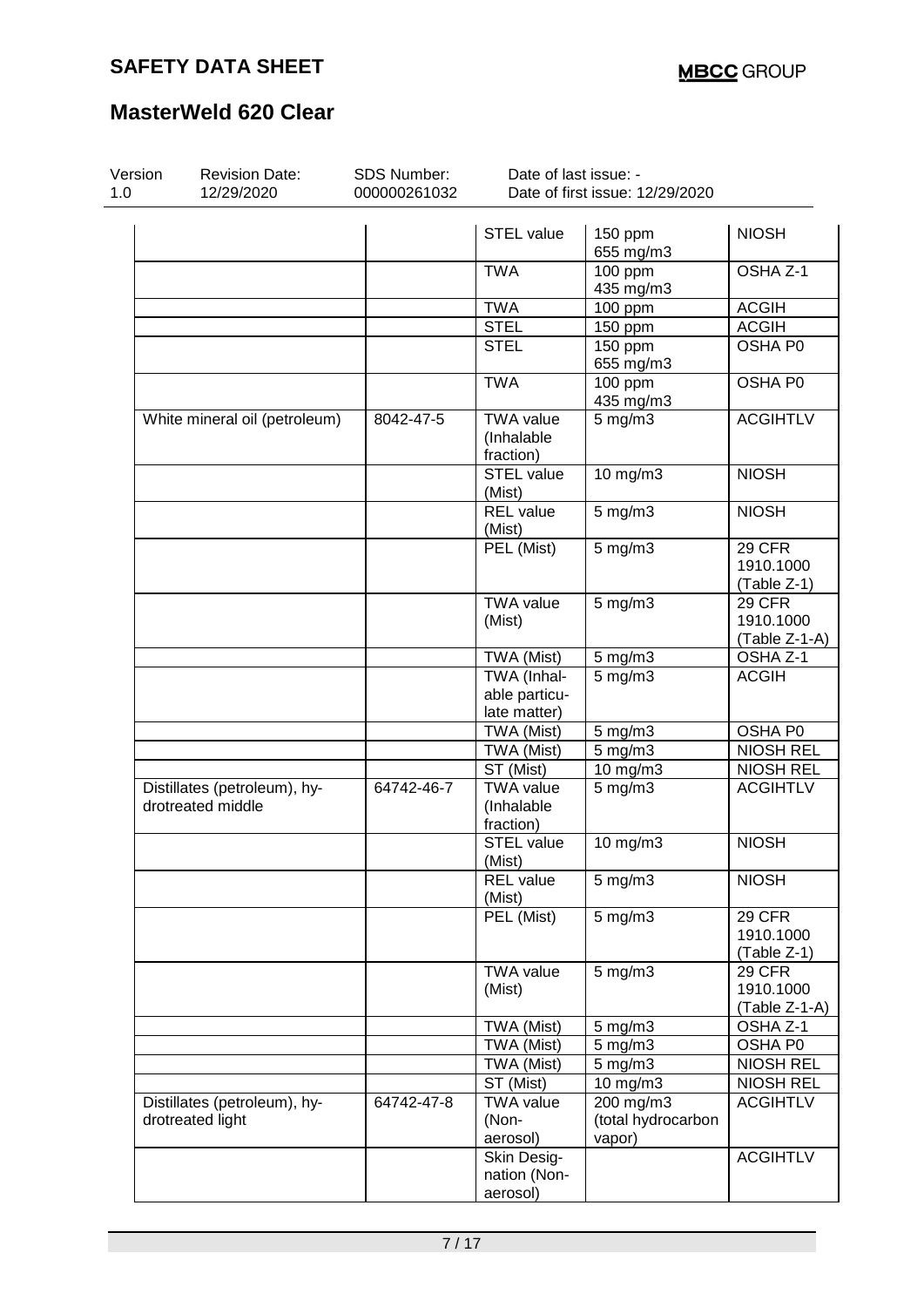| | | | | |
|---|---|---|---|---|
| | | STEL value | 150 ppm<br>655 mg/m3 | NIOSH |
| | | TWA | 100 ppm<br>435 mg/m3 | OSHA Z-1 |
| | | TWA | 100 ppm | ACGIH |
| | | STEL | 150 ppm | ACGIH |
| | | STEL | 150 ppm<br>655 mg/m3 | OSHA P0 |
| | | TWA | 100 ppm<br>435 mg/m3 | OSHA P0 |
| White mineral oil (petroleum) | 8042-47-5 | TWA value (Inhalable fraction) | 5 mg/m3 | ACGIHTLV |
| | | STEL value (Mist) | 10 mg/m3 | NIOSH |
| | | REL value (Mist) | 5 mg/m3 | NIOSH |
| | | PEL (Mist) | 5 mg/m3 | 29 CFR 1910.1000 (Table Z-1) |
| | | TWA value (Mist) | 5 mg/m3 | 29 CFR 1910.1000 (Table Z-1-A) |
| | | TWA (Mist) | 5 mg/m3 | OSHA Z-1 |
| | | TWA (Inhalable particulate matter) | 5 mg/m3 | ACGIH |
| | | TWA (Mist) | 5 mg/m3 | OSHA P0 |
| | | TWA (Mist) | 5 mg/m3 | NIOSH REL |
| | | ST (Mist) | 10 mg/m3 | NIOSH REL |
| Distillates (petroleum), hydrotreated middle | 64742-46-7 | TWA value (Inhalable fraction) | 5 mg/m3 | ACGIHTLV |
| | | STEL value (Mist) | 10 mg/m3 | NIOSH |
| | | REL value (Mist) | 5 mg/m3 | NIOSH |
| | | PEL (Mist) | 5 mg/m3 | 29 CFR 1910.1000 (Table Z-1) |
| | | TWA value (Mist) | 5 mg/m3 | 29 CFR 1910.1000 (Table Z-1-A) |
| | | TWA (Mist) | 5 mg/m3 | OSHA Z-1 |
| | | TWA (Mist) | 5 mg/m3 | OSHA P0 |
| | | TWA (Mist) | 5 mg/m3 | NIOSH REL |
| | | ST (Mist) | 10 mg/m3 | NIOSH REL |
| Distillates (petroleum), hydrotreated light | 64742-47-8 | TWA value (Non-aerosol) | 200 mg/m3 (total hydrocarbon vapor) | ACGIHTLV |
| | | Skin Designation (Non-aerosol) | | ACGIHTLV |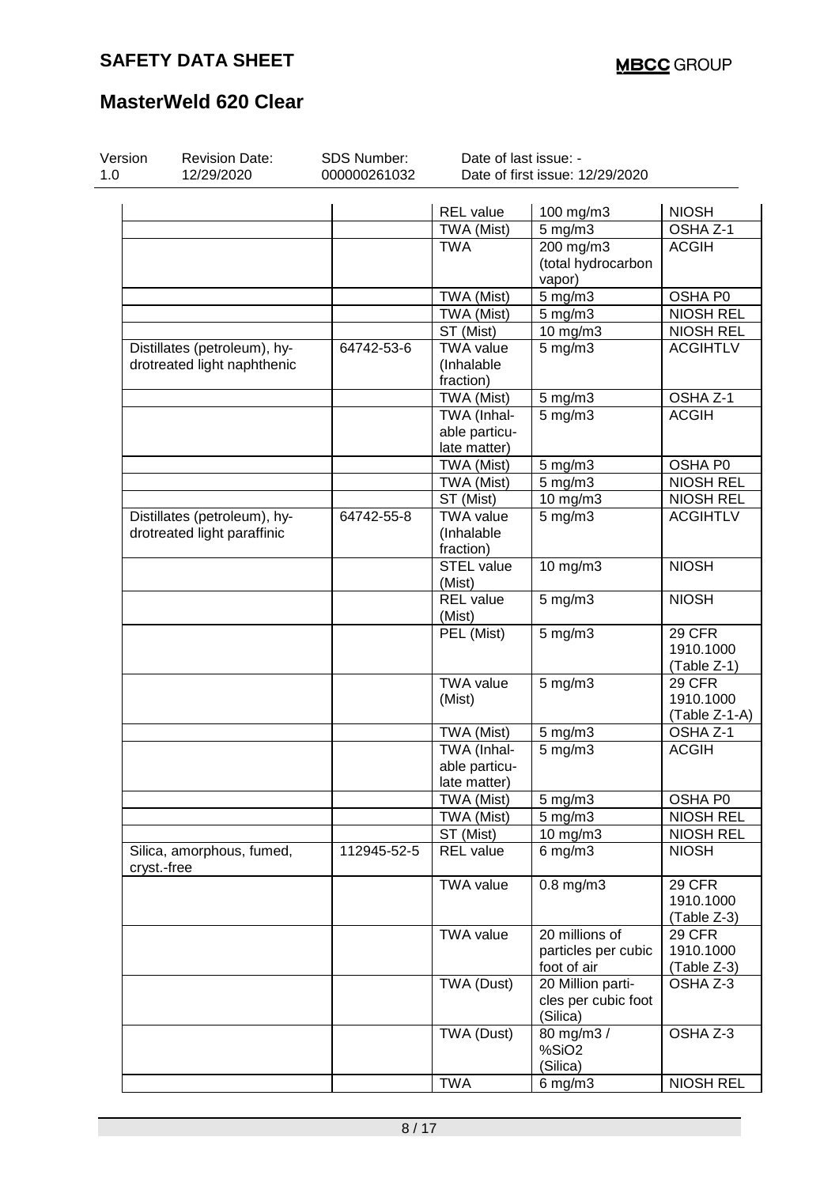# SAFETY DATA SHEET

# MasterWeld 620 Clear

| Version | Revision Date: | SDS Number: | Date of last issue: - |
|---|---|---|---|
| 1.0 | 12/29/2020 | 000000261032 | Date of first issue: 12/29/2020 |

| | | | | |
|---|---|---|---|---|
| | | REL value | 100 mg/m3 | NIOSH |
| | | TWA (Mist) | 5 mg/m3 | OSHA Z-1 |
| | | TWA | 200 mg/m3 (total hydrocarbon vapor) | ACGIH |
| | | TWA (Mist) | 5 mg/m3 | OSHA P0 |
| | | TWA (Mist) | 5 mg/m3 | NIOSH REL |
| | | ST (Mist) | 10 mg/m3 | NIOSH REL |
| Distillates (petroleum), hydrotreated light naphthenic | 64742-53-6 | TWA value (Inhalable fraction) | 5 mg/m3 | ACGIHTLV |
| | | TWA (Mist) | 5 mg/m3 | OSHA Z-1 |
| | | TWA (Inhalable particulate matter) | 5 mg/m3 | ACGIH |
| | | TWA (Mist) | 5 mg/m3 | OSHA P0 |
| | | TWA (Mist) | 5 mg/m3 | NIOSH REL |
| | | ST (Mist) | 10 mg/m3 | NIOSH REL |
| Distillates (petroleum), hydrotreated light paraffinic | 64742-55-8 | TWA value (Inhalable fraction) | 5 mg/m3 | ACGIHTLV |
| | | STEL value (Mist) | 10 mg/m3 | NIOSH |
| | | REL value (Mist) | 5 mg/m3 | NIOSH |
| | | PEL (Mist) | 5 mg/m3 | 29 CFR 1910.1000 (Table Z-1) |
| | | TWA value (Mist) | 5 mg/m3 | 29 CFR 1910.1000 (Table Z-1-A) |
| | | TWA (Mist) | 5 mg/m3 | OSHA Z-1 |
| | | TWA (Inhalable particulate matter) | 5 mg/m3 | ACGIH |
| | | TWA (Mist) | 5 mg/m3 | OSHA P0 |
| | | TWA (Mist) | 5 mg/m3 | NIOSH REL |
| | | ST (Mist) | 10 mg/m3 | NIOSH REL |
| Silica, amorphous, fumed, cryst.-free | 112945-52-5 | REL value | 6 mg/m3 | NIOSH |
| | | TWA value | 0.8 mg/m3 | 29 CFR 1910.1000 (Table Z-3) |
| | | TWA value | 20 millions of particles per cubic foot of air | 29 CFR 1910.1000 (Table Z-3) |
| | | TWA (Dust) | 20 Million particles per cubic foot (Silica) | OSHA Z-3 |
| | | TWA (Dust) | 80 mg/m3 / %SiO2 (Silica) | OSHA Z-3 |
| | | TWA | 6 mg/m3 | NIOSH REL |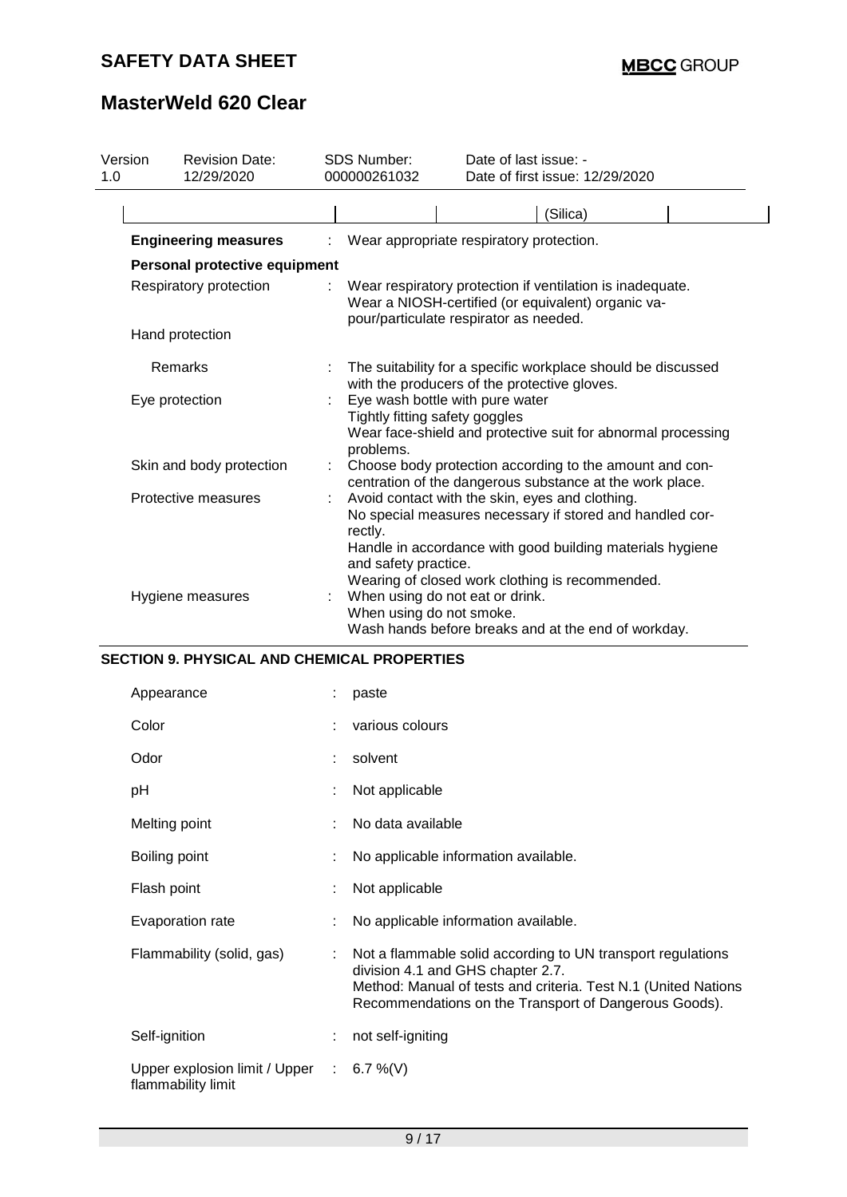| Version 1.0 | Revision Date: 12/29/2020 | SDS Number: 000000261032 | Date of last issue: - Date of first issue: 12/29/2020 |
|---|---|---|---|

| | | | (Silica) | |
|---|---|---|---|---|

**Engineering measures** : Wear appropriate respiratory protection.

**Personal protective equipment**

| | | |
|---|---|---|
| Respiratory protection | : | Wear respiratory protection if ventilation is inadequate. Wear a NIOSH-certified (or equivalent) organic vapour/particulate respirator as needed. |
| Hand protection | | |
| Remarks | : | The suitability for a specific workplace should be discussed with the producers of the protective gloves. |
| Eye protection | : | Eye wash bottle with pure water<br>Tightly fitting safety goggles<br>Wear face-shield and protective suit for abnormal processing problems. |
| Skin and body protection | : | Choose body protection according to the amount and concentration of the dangerous substance at the work place. |
| Protective measures | : | Avoid contact with the skin, eyes and clothing.<br>No special measures necessary if stored and handled correctly.<br>Handle in accordance with good building materials hygiene and safety practice.<br>Wearing of closed work clothing is recommended. |
| Hygiene measures | : | When using do not eat or drink.<br>When using do not smoke.<br>Wash hands before breaks and at the end of workday. |

## SECTION 9. PHYSICAL AND CHEMICAL PROPERTIES

| | | |
|---|---|---|
| Appearance | : | paste |
| Color | : | various colours |
| Odor | : | solvent |
| pH | : | Not applicable |
| Melting point | : | No data available |
| Boiling point | : | No applicable information available. |
| Flash point | : | Not applicable |
| Evaporation rate | : | No applicable information available. |
| Flammability (solid, gas) | : | Not a flammable solid according to UN transport regulations division 4.1 and GHS chapter 2.7.<br>Method: Manual of tests and criteria. Test N.1 (United Nations Recommendations on the Transport of Dangerous Goods). |
| Self-ignition | : | not self-igniting |
| Upper explosion limit / Upper flammability limit | : | 6.7 %(V) |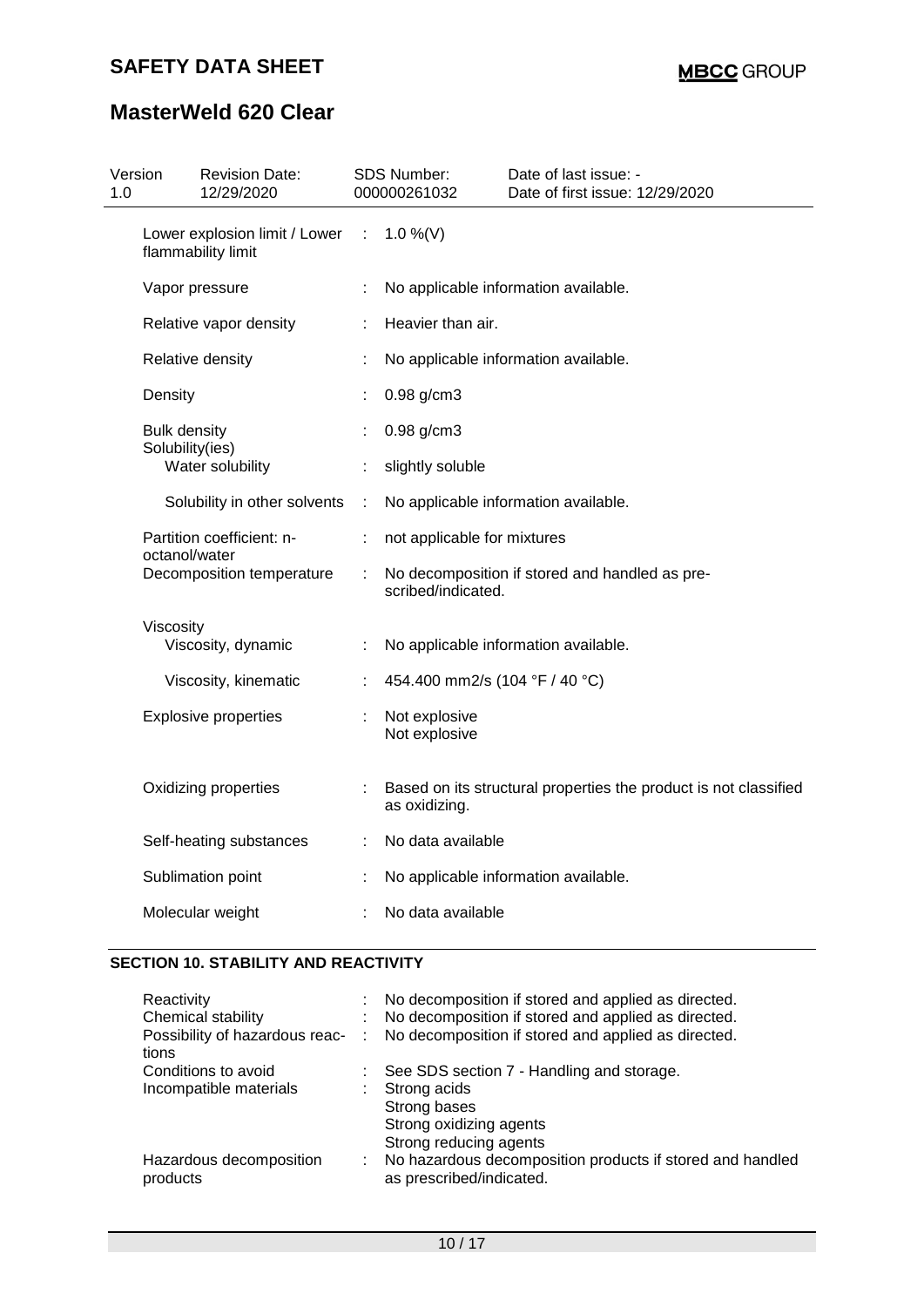# SAFETY DATA SHEET

# MasterWeld 620 Clear

| Version | Revision Date: | SDS Number: | Date of last issue: - |
|---|---|---|---|
| 1.0 | 12/29/2020 | 000000261032 | Date of first issue: 12/29/2020 |

| | | |
|---|---|---|
| Lower explosion limit / Lower flammability limit | : | 1.0 %(V) |
| Vapor pressure | : | No applicable information available. |
| Relative vapor density | : | Heavier than air. |
| Relative density | : | No applicable information available. |
| Density | : | 0.98 g/cm3 |
| Bulk density | : | 0.98 g/cm3 |
| Solubility(ies) | | |
| Water solubility | : | slightly soluble |
| Solubility in other solvents | : | No applicable information available. |
| Partition coefficient: n-octanol/water | : | not applicable for mixtures |
| Decomposition temperature | : | No decomposition if stored and handled as prescribed/indicated. |
| Viscosity | | |
| Viscosity, dynamic | : | No applicable information available. |
| Viscosity, kinematic | : | 454.400 mm2/s (104 °F / 40 °C) |
| Explosive properties | : | Not explosive<br>Not explosive |
| Oxidizing properties | : | Based on its structural properties the product is not classified as oxidizing. |
| Self-heating substances | : | No data available |
| Sublimation point | : | No applicable information available. |
| Molecular weight | : | No data available |

## SECTION 10. STABILITY AND REACTIVITY

| | | |
|---|---|---|
| Reactivity | : | No decomposition if stored and applied as directed. |
| Chemical stability | : | No decomposition if stored and applied as directed. |
| Possibility of hazardous reactions | : | No decomposition if stored and applied as directed. |
| Conditions to avoid | : | See SDS section 7 - Handling and storage. |
| Incompatible materials | : | Strong acids<br>Strong bases<br>Strong oxidizing agents<br>Strong reducing agents |
| Hazardous decomposition products | : | No hazardous decomposition products if stored and handled as prescribed/indicated. |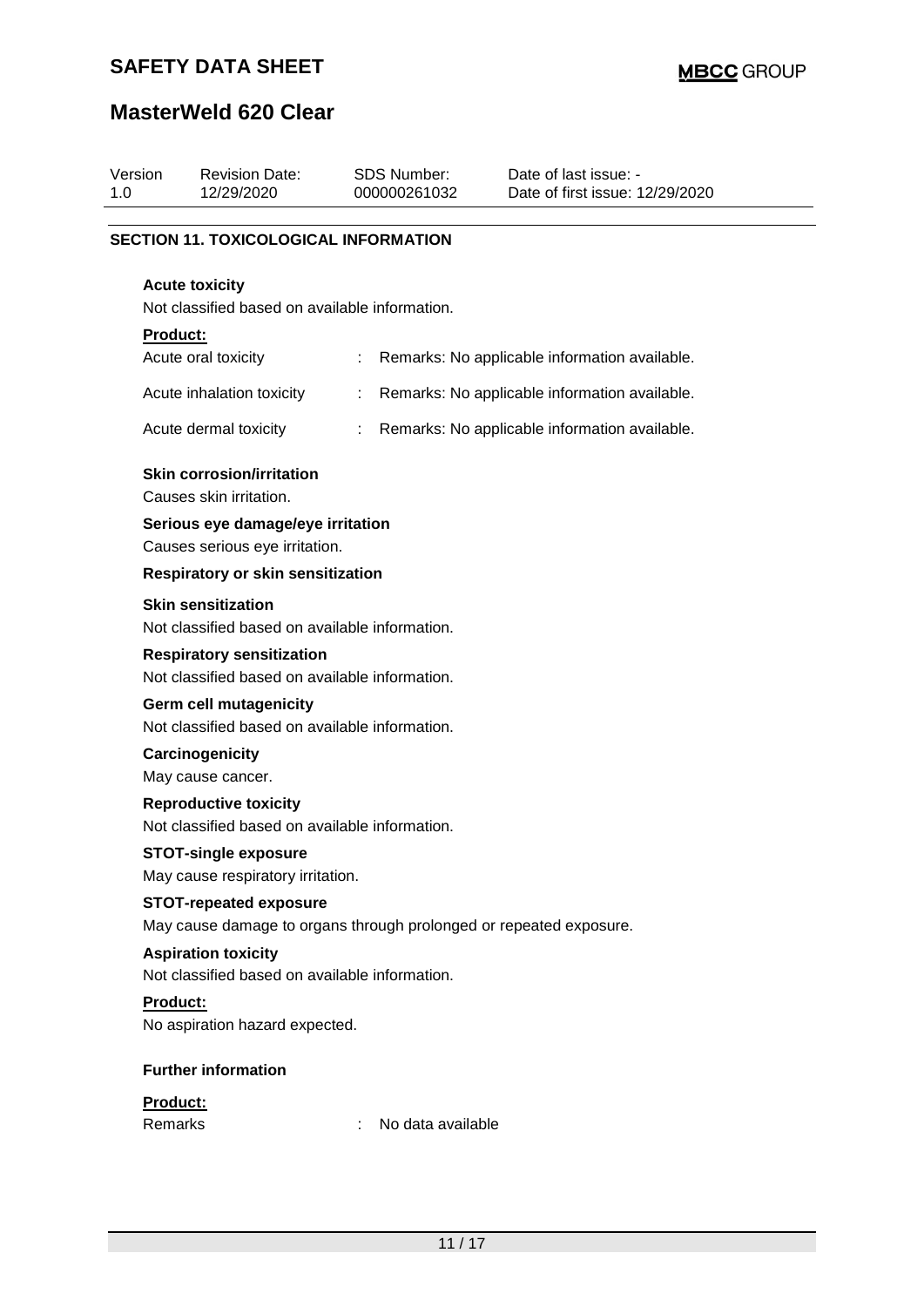| Version | Revision Date: | SDS Number: | Date of last issue: - |
| --- | --- | --- | --- |
| 1.0 | 12/29/2020 | 000000261032 | Date of first issue: 12/29/2020 |

## SECTION 11. TOXICOLOGICAL INFORMATION

**Acute toxicity**

Not classified based on available information.

**Product:**

| | | |
| --- | --- | --- |
| Acute oral toxicity | : | Remarks: No applicable information available. |
| Acute inhalation toxicity | : | Remarks: No applicable information available. |
| Acute dermal toxicity | : | Remarks: No applicable information available. |

**Skin corrosion/irritation**

Causes skin irritation.

**Serious eye damage/eye irritation**

Causes serious eye irritation.

**Respiratory or skin sensitization**

**Skin sensitization**

Not classified based on available information.

**Respiratory sensitization**

Not classified based on available information.

**Germ cell mutagenicity**

Not classified based on available information.

**Carcinogenicity**

May cause cancer.

**Reproductive toxicity**

Not classified based on available information.

**STOT-single exposure**

May cause respiratory irritation.

**STOT-repeated exposure**

May cause damage to organs through prolonged or repeated exposure.

**Aspiration toxicity**

Not classified based on available information.

**Product:**

No aspiration hazard expected.

**Further information**

**Product:**

| | | |
| --- | --- | --- |
| Remarks | : | No data available |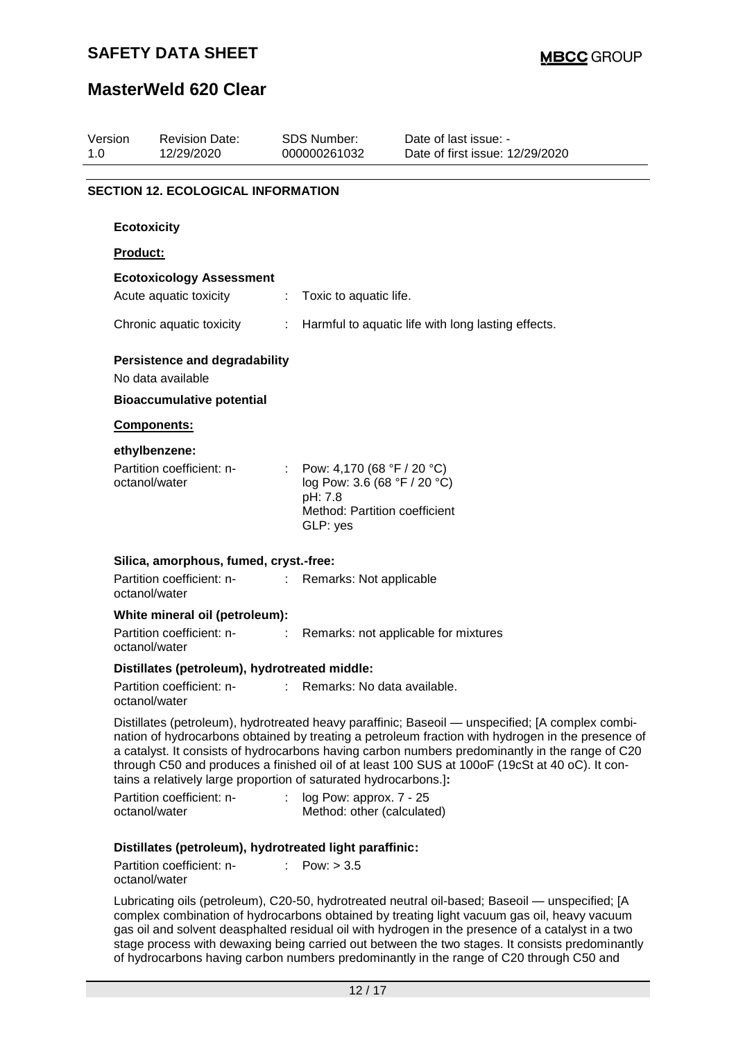| Version | Revision Date: | SDS Number: | Date of last issue: - |
|---|---|---|---|
| 1.0 | 12/29/2020 | 000000261032 | Date of first issue: 12/29/2020 |

## SECTION 12. ECOLOGICAL INFORMATION

### Ecotoxicity

**Product:**

**Ecotoxicology Assessment**

Acute aquatic toxicity : Toxic to aquatic life.

Chronic aquatic toxicity : Harmful to aquatic life with long lasting effects.

### Persistence and degradability

No data available

### Bioaccumulative potential

**Components:**

**ethylbenzene:**

Partition coefficient: n-octanol/water : Pow: 4,170 (68 °F / 20 °C)
log Pow: 3.6 (68 °F / 20 °C)
pH: 7.8
Method: Partition coefficient
GLP: yes

**Silica, amorphous, fumed, cryst.-free:**

Partition coefficient: n-octanol/water : Remarks: Not applicable

**White mineral oil (petroleum):**

Partition coefficient: n-octanol/water : Remarks: not applicable for mixtures

**Distillates (petroleum), hydrotreated middle:**

Partition coefficient: n-octanol/water : Remarks: No data available.

Distillates (petroleum), hydrotreated heavy paraffinic; Baseoil — unspecified; [A complex combination of hydrocarbons obtained by treating a petroleum fraction with hydrogen in the presence of a catalyst. It consists of hydrocarbons having carbon numbers predominantly in the range of C20 through C50 and produces a finished oil of at least 100 SUS at 100oF (19cSt at 40 oC). It contains a relatively large proportion of saturated hydrocarbons.]**:**

Partition coefficient: n-octanol/water : log Pow: approx. 7 - 25
Method: other (calculated)

**Distillates (petroleum), hydrotreated light paraffinic:**

Partition coefficient: n-octanol/water : Pow: > 3.5

Lubricating oils (petroleum), C20-50, hydrotreated neutral oil-based; Baseoil — unspecified; [A complex combination of hydrocarbons obtained by treating light vacuum gas oil, heavy vacuum gas oil and solvent deasphalted residual oil with hydrogen in the presence of a catalyst in a two stage process with dewaxing being carried out between the two stages. It consists predominantly of hydrocarbons having carbon numbers predominantly in the range of C20 through C50 and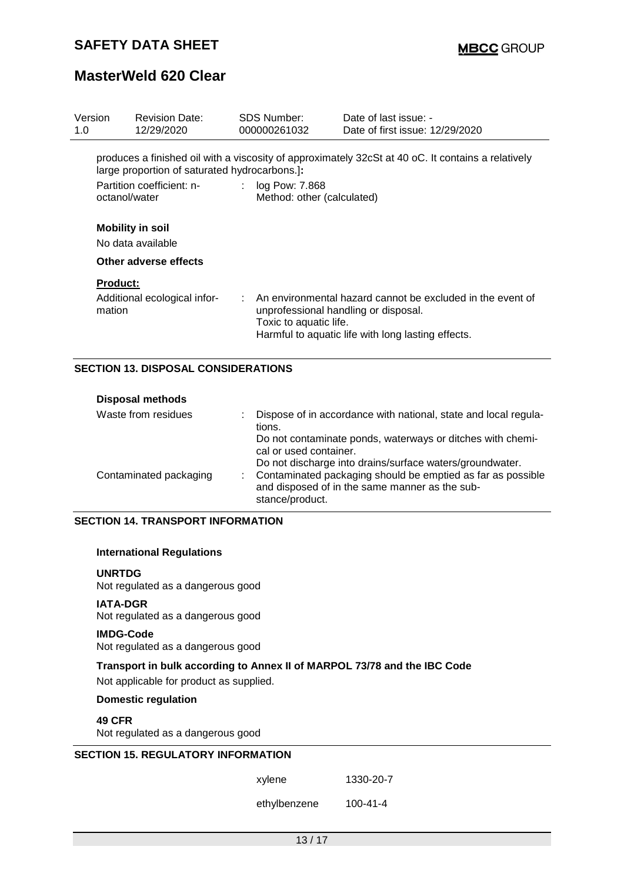produces a finished oil with a viscosity of approximately 32cSt at 40 oC. It contains a relatively large proportion of saturated hydrocarbons.]**:**

| | | |
|---|---|---|
| Partition coefficient: n-octanol/water | : | log Pow: 7.868<br>Method: other (calculated) |

**Mobility in soil**

No data available

**Other adverse effects**

**Product:**

| | | |
|---|---|---|
| Additional ecological information | : | An environmental hazard cannot be excluded in the event of unprofessional handling or disposal.<br>Toxic to aquatic life.<br>Harmful to aquatic life with long lasting effects. |

## SECTION 13. DISPOSAL CONSIDERATIONS

**Disposal methods**

| | | |
|---|---|---|
| Waste from residues | : | Dispose of in accordance with national, state and local regulations.<br>Do not contaminate ponds, waterways or ditches with chemical or used container.<br>Do not discharge into drains/surface waters/groundwater. |
| Contaminated packaging | : | Contaminated packaging should be emptied as far as possible and disposed of in the same manner as the substance/product. |

## SECTION 14. TRANSPORT INFORMATION

**International Regulations**

**UNRTDG**
Not regulated as a dangerous good

**IATA-DGR**
Not regulated as a dangerous good

**IMDG-Code**
Not regulated as a dangerous good

**Transport in bulk according to Annex II of MARPOL 73/78 and the IBC Code**

Not applicable for product as supplied.

**Domestic regulation**

**49 CFR**
Not regulated as a dangerous good

## SECTION 15. REGULATORY INFORMATION

| | |
|---|---|
| xylene | 1330-20-7 |
| ethylbenzene | 100-41-4 |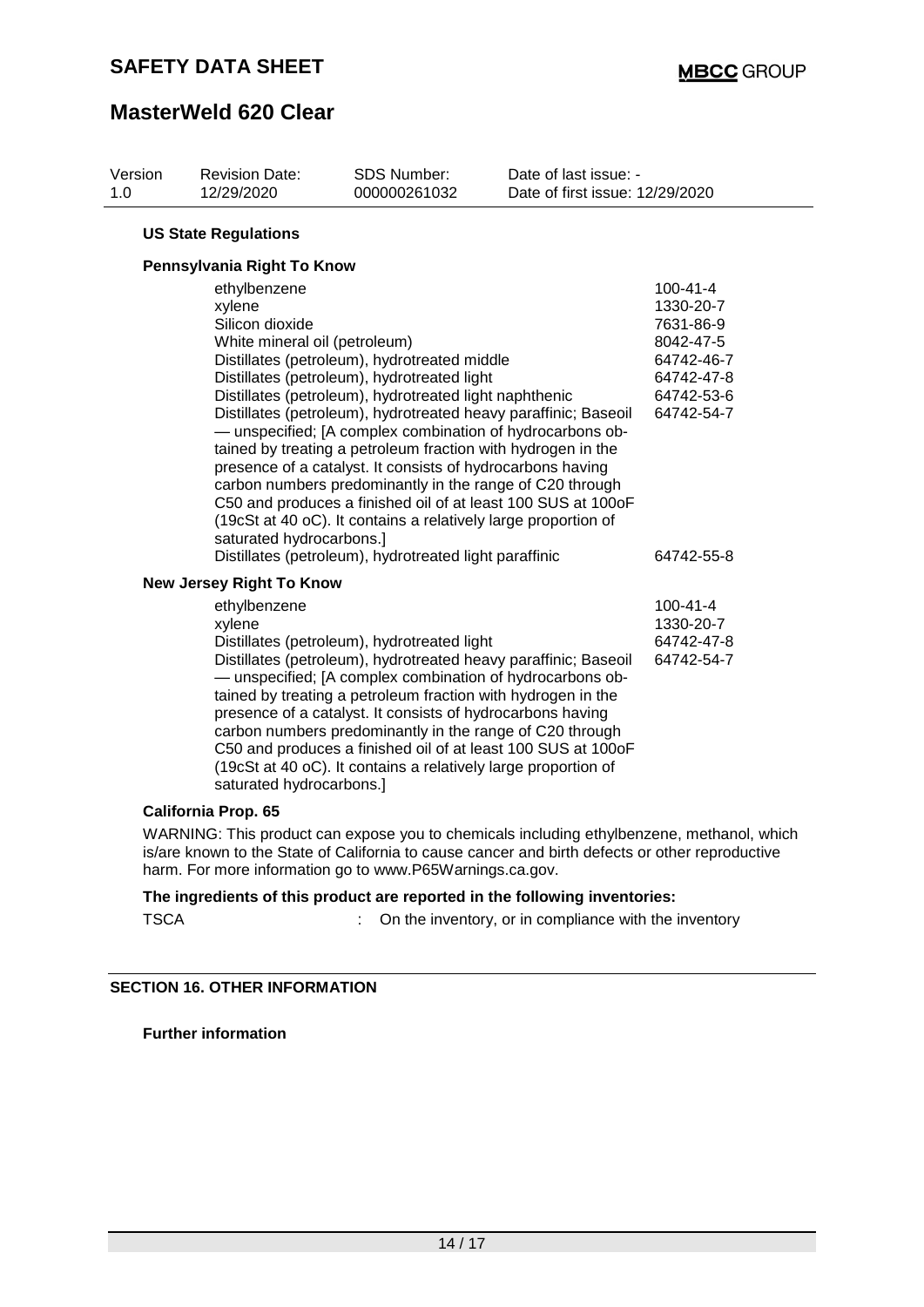| Version | Revision Date: | SDS Number: | Date of last issue: - |
|---|---|---|---|
| 1.0 | 12/29/2020 | 000000261032 | Date of first issue: 12/29/2020 |

**US State Regulations**

**Pennsylvania Right To Know**

| | |
|---|---|
| ethylbenzene | 100-41-4 |
| xylene | 1330-20-7 |
| Silicon dioxide | 7631-86-9 |
| White mineral oil (petroleum) | 8042-47-5 |
| Distillates (petroleum), hydrotreated middle | 64742-46-7 |
| Distillates (petroleum), hydrotreated light | 64742-47-8 |
| Distillates (petroleum), hydrotreated light naphthenic | 64742-53-6 |
| Distillates (petroleum), hydrotreated heavy paraffinic; Baseoil — unspecified; [A complex combination of hydrocarbons obtained by treating a petroleum fraction with hydrogen in the presence of a catalyst. It consists of hydrocarbons having carbon numbers predominantly in the range of C20 through C50 and produces a finished oil of at least 100 SUS at 100oF (19cSt at 40 oC). It contains a relatively large proportion of saturated hydrocarbons.] | 64742-54-7 |
| Distillates (petroleum), hydrotreated light paraffinic | 64742-55-8 |

**New Jersey Right To Know**

| | |
|---|---|
| ethylbenzene | 100-41-4 |
| xylene | 1330-20-7 |
| Distillates (petroleum), hydrotreated light | 64742-47-8 |
| Distillates (petroleum), hydrotreated heavy paraffinic; Baseoil — unspecified; [A complex combination of hydrocarbons obtained by treating a petroleum fraction with hydrogen in the presence of a catalyst. It consists of hydrocarbons having carbon numbers predominantly in the range of C20 through C50 and produces a finished oil of at least 100 SUS at 100oF (19cSt at 40 oC). It contains a relatively large proportion of saturated hydrocarbons.] | 64742-54-7 |

**California Prop. 65**

WARNING: This product can expose you to chemicals including ethylbenzene, methanol, which is/are known to the State of California to cause cancer and birth defects or other reproductive harm. For more information go to www.P65Warnings.ca.gov.

**The ingredients of this product are reported in the following inventories:**

TSCA : On the inventory, or in compliance with the inventory

## SECTION 16. OTHER INFORMATION

**Further information**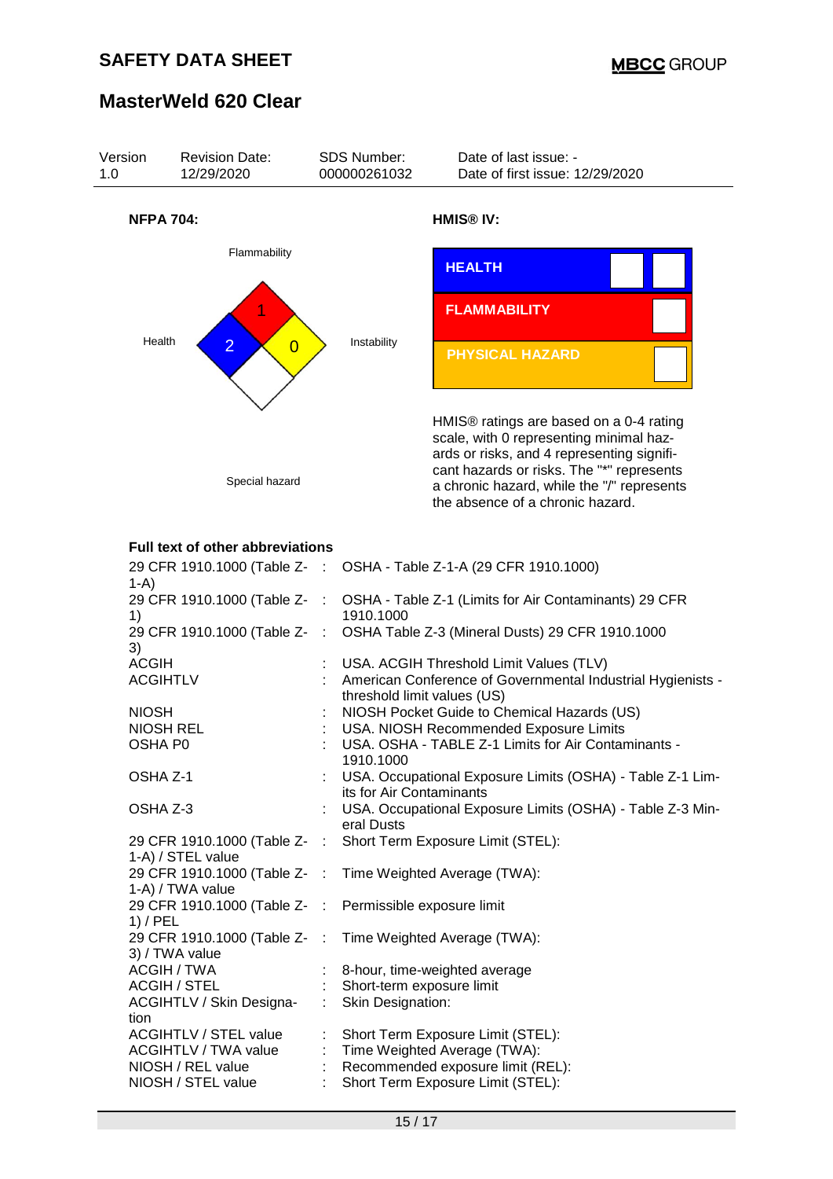**NFPA 704:**

Flammability: 1

Health: 2

Instability: 0

Special hazard

**HMIS® IV:**

| HEALTH | | |
|---|---|---|
| FLAMMABILITY | | |
| PHYSICAL HAZARD | | |

HMIS® ratings are based on a 0-4 rating scale, with 0 representing minimal hazards or risks, and 4 representing significant hazards or risks. The "*" represents a chronic hazard, while the "/" represents the absence of a chronic hazard.

**Full text of other abbreviations**

| | | |
|---|---|---|
| 29 CFR 1910.1000 (Table Z-1-A) | : | OSHA - Table Z-1-A (29 CFR 1910.1000) |
| 29 CFR 1910.1000 (Table Z-1) | : | OSHA - Table Z-1 (Limits for Air Contaminants) 29 CFR 1910.1000 |
| 29 CFR 1910.1000 (Table Z-3) | : | OSHA Table Z-3 (Mineral Dusts) 29 CFR 1910.1000 |
| ACGIH | : | USA. ACGIH Threshold Limit Values (TLV) |
| ACGIHTLV | : | American Conference of Governmental Industrial Hygienists - threshold limit values (US) |
| NIOSH | : | NIOSH Pocket Guide to Chemical Hazards (US) |
| NIOSH REL | : | USA. NIOSH Recommended Exposure Limits |
| OSHA P0 | : | USA. OSHA - TABLE Z-1 Limits for Air Contaminants - 1910.1000 |
| OSHA Z-1 | : | USA. Occupational Exposure Limits (OSHA) - Table Z-1 Limits for Air Contaminants |
| OSHA Z-3 | : | USA. Occupational Exposure Limits (OSHA) - Table Z-3 Mineral Dusts |
| 29 CFR 1910.1000 (Table Z-1-A) / STEL value | : | Short Term Exposure Limit (STEL): |
| 29 CFR 1910.1000 (Table Z-1-A) / TWA value | : | Time Weighted Average (TWA): |
| 29 CFR 1910.1000 (Table Z-1) / PEL | : | Permissible exposure limit |
| 29 CFR 1910.1000 (Table Z-3) / TWA value | : | Time Weighted Average (TWA): |
| ACGIH / TWA | : | 8-hour, time-weighted average |
| ACGIH / STEL | : | Short-term exposure limit |
| ACGIHTLV / Skin Designation | : | Skin Designation: |
| ACGIHTLV / STEL value | : | Short Term Exposure Limit (STEL): |
| ACGIHTLV / TWA value | : | Time Weighted Average (TWA): |
| NIOSH / REL value | : | Recommended exposure limit (REL): |
| NIOSH / STEL value | : | Short Term Exposure Limit (STEL): |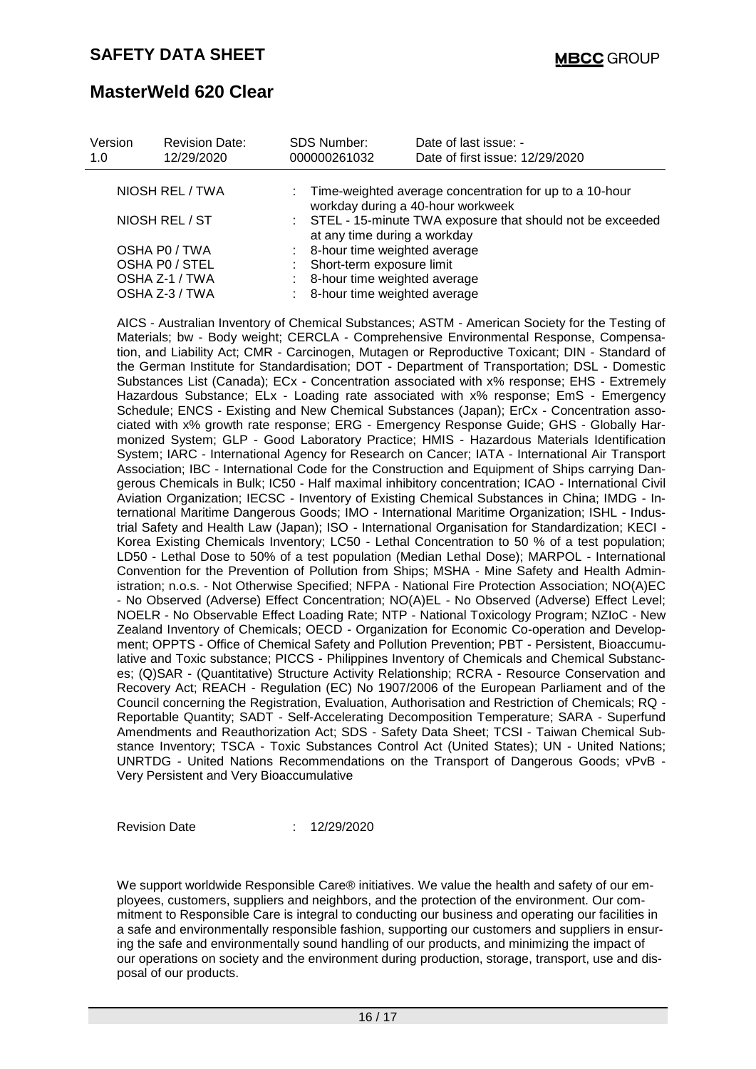| | |
|---|---|
| NIOSH REL / TWA | : Time-weighted average concentration for up to a 10-hour workday during a 40-hour workweek |
| NIOSH REL / ST | : STEL - 15-minute TWA exposure that should not be exceeded at any time during a workday |
| OSHA P0 / TWA | : 8-hour time weighted average |
| OSHA P0 / STEL | : Short-term exposure limit |
| OSHA Z-1 / TWA | : 8-hour time weighted average |
| OSHA Z-3 / TWA | : 8-hour time weighted average |

AICS - Australian Inventory of Chemical Substances; ASTM - American Society for the Testing of Materials; bw - Body weight; CERCLA - Comprehensive Environmental Response, Compensation, and Liability Act; CMR - Carcinogen, Mutagen or Reproductive Toxicant; DIN - Standard of the German Institute for Standardisation; DOT - Department of Transportation; DSL - Domestic Substances List (Canada); ECx - Concentration associated with x% response; EHS - Extremely Hazardous Substance; ELx - Loading rate associated with x% response; EmS - Emergency Schedule; ENCS - Existing and New Chemical Substances (Japan); ErCx - Concentration associated with x% growth rate response; ERG - Emergency Response Guide; GHS - Globally Harmonized System; GLP - Good Laboratory Practice; HMIS - Hazardous Materials Identification System; IARC - International Agency for Research on Cancer; IATA - International Air Transport Association; IBC - International Code for the Construction and Equipment of Ships carrying Dangerous Chemicals in Bulk; IC50 - Half maximal inhibitory concentration; ICAO - International Civil Aviation Organization; IECSC - Inventory of Existing Chemical Substances in China; IMDG - International Maritime Dangerous Goods; IMO - International Maritime Organization; ISHL - Industrial Safety and Health Law (Japan); ISO - International Organisation for Standardization; KECI - Korea Existing Chemicals Inventory; LC50 - Lethal Concentration to 50 % of a test population; LD50 - Lethal Dose to 50% of a test population (Median Lethal Dose); MARPOL - International Convention for the Prevention of Pollution from Ships; MSHA - Mine Safety and Health Administration; n.o.s. - Not Otherwise Specified; NFPA - National Fire Protection Association; NO(A)EC - No Observed (Adverse) Effect Concentration; NO(A)EL - No Observed (Adverse) Effect Level; NOELR - No Observable Effect Loading Rate; NTP - National Toxicology Program; NZIoC - New Zealand Inventory of Chemicals; OECD - Organization for Economic Co-operation and Development; OPPTS - Office of Chemical Safety and Pollution Prevention; PBT - Persistent, Bioaccumulative and Toxic substance; PICCS - Philippines Inventory of Chemicals and Chemical Substances; (Q)SAR - (Quantitative) Structure Activity Relationship; RCRA - Resource Conservation and Recovery Act; REACH - Regulation (EC) No 1907/2006 of the European Parliament and of the Council concerning the Registration, Evaluation, Authorisation and Restriction of Chemicals; RQ - Reportable Quantity; SADT - Self-Accelerating Decomposition Temperature; SARA - Superfund Amendments and Reauthorization Act; SDS - Safety Data Sheet; TCSI - Taiwan Chemical Substance Inventory; TSCA - Toxic Substances Control Act (United States); UN - United Nations; UNRTDG - United Nations Recommendations on the Transport of Dangerous Goods; vPvB - Very Persistent and Very Bioaccumulative

Revision Date : 12/29/2020

We support worldwide Responsible Care® initiatives. We value the health and safety of our employees, customers, suppliers and neighbors, and the protection of the environment. Our commitment to Responsible Care is integral to conducting our business and operating our facilities in a safe and environmentally responsible fashion, supporting our customers and suppliers in ensuring the safe and environmentally sound handling of our products, and minimizing the impact of our operations on society and the environment during production, storage, transport, use and disposal of our products.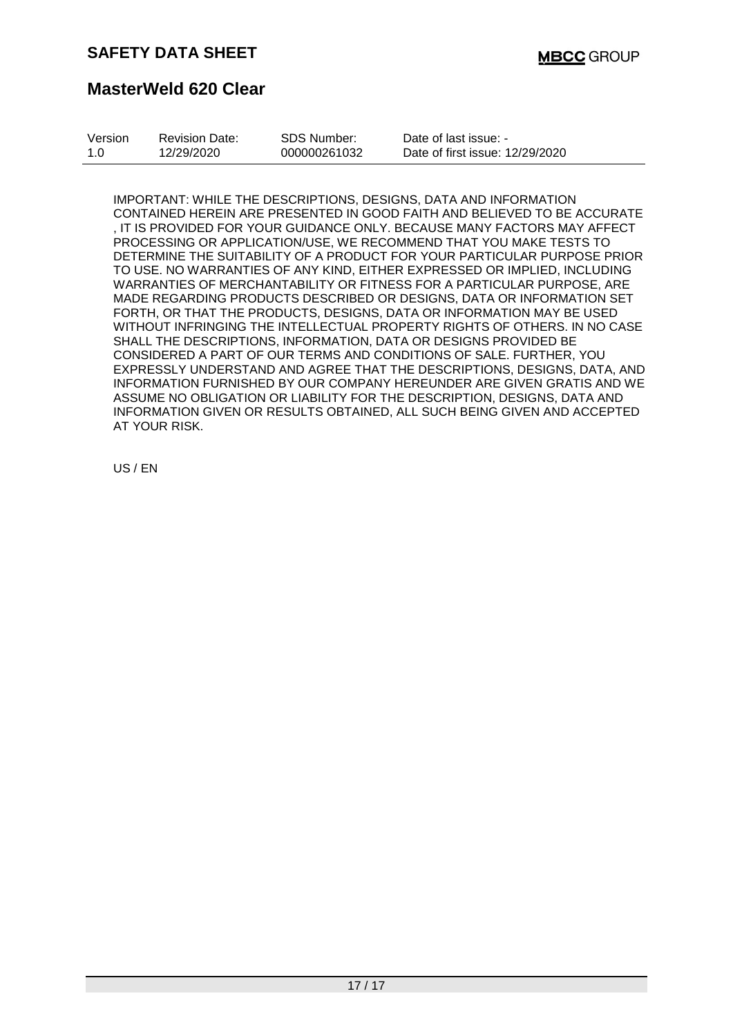IMPORTANT: WHILE THE DESCRIPTIONS, DESIGNS, DATA AND INFORMATION CONTAINED HEREIN ARE PRESENTED IN GOOD FAITH AND BELIEVED TO BE ACCURATE , IT IS PROVIDED FOR YOUR GUIDANCE ONLY. BECAUSE MANY FACTORS MAY AFFECT PROCESSING OR APPLICATION/USE, WE RECOMMEND THAT YOU MAKE TESTS TO DETERMINE THE SUITABILITY OF A PRODUCT FOR YOUR PARTICULAR PURPOSE PRIOR TO USE. NO WARRANTIES OF ANY KIND, EITHER EXPRESSED OR IMPLIED, INCLUDING WARRANTIES OF MERCHANTABILITY OR FITNESS FOR A PARTICULAR PURPOSE, ARE MADE REGARDING PRODUCTS DESCRIBED OR DESIGNS, DATA OR INFORMATION SET FORTH, OR THAT THE PRODUCTS, DESIGNS, DATA OR INFORMATION MAY BE USED WITHOUT INFRINGING THE INTELLECTUAL PROPERTY RIGHTS OF OTHERS. IN NO CASE SHALL THE DESCRIPTIONS, INFORMATION, DATA OR DESIGNS PROVIDED BE CONSIDERED A PART OF OUR TERMS AND CONDITIONS OF SALE. FURTHER, YOU EXPRESSLY UNDERSTAND AND AGREE THAT THE DESCRIPTIONS, DESIGNS, DATA, AND INFORMATION FURNISHED BY OUR COMPANY HEREUNDER ARE GIVEN GRATIS AND WE ASSUME NO OBLIGATION OR LIABILITY FOR THE DESCRIPTION, DESIGNS, DATA AND INFORMATION GIVEN OR RESULTS OBTAINED, ALL SUCH BEING GIVEN AND ACCEPTED AT YOUR RISK.

US / EN